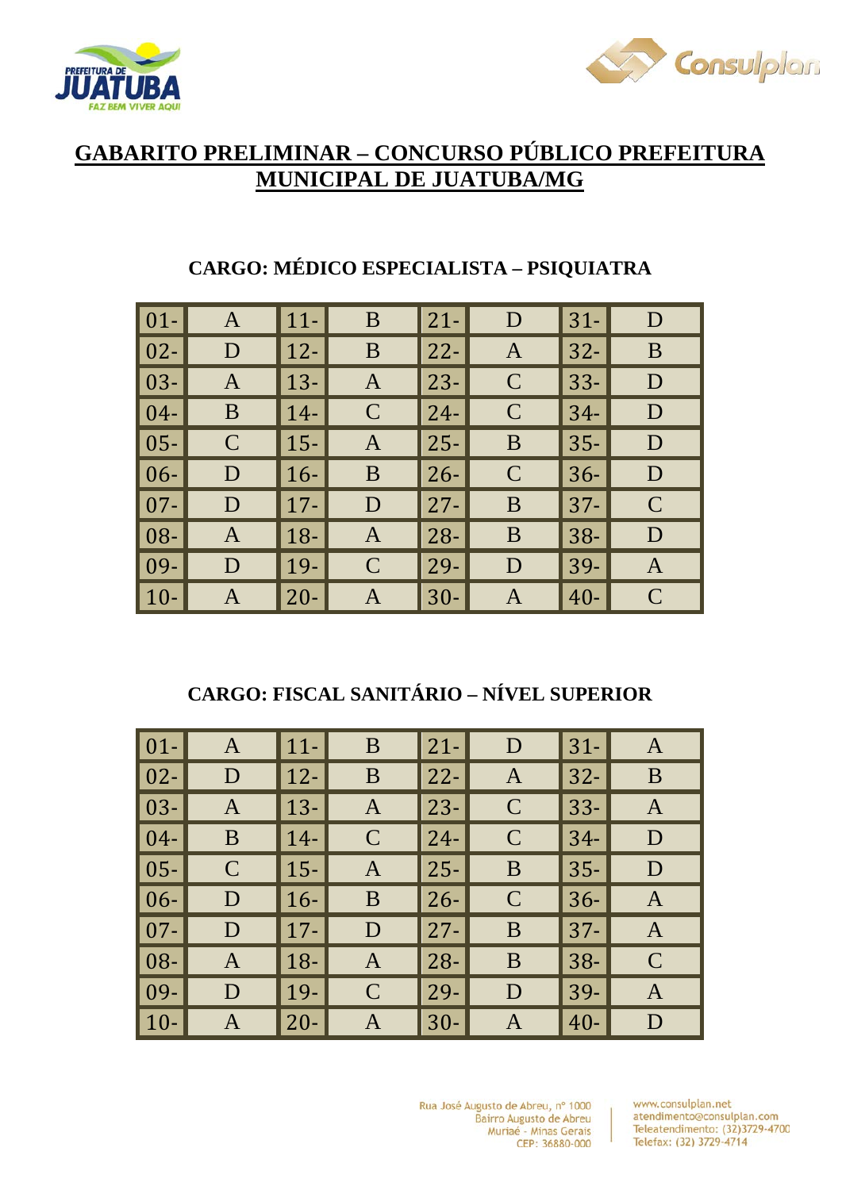# GABARITO PRELIMINAR – CONCURSO PÚBLICO PREFEITURA MUNICIPAL DE JUATUBA/MG

## CARGO: MÉDICO ESPECIALISTA – PSIQUIATRA

| | | | | | | | |
|---|---|---|---|---|---|---|---|
| 01- | A | 11- | B | 21- | D | 31- | D |
| 02- | D | 12- | B | 22- | A | 32- | B |
| 03- | A | 13- | A | 23- | C | 33- | D |
| 04- | B | 14- | C | 24- | C | 34- | D |
| 05- | C | 15- | A | 25- | B | 35- | D |
| 06- | D | 16- | B | 26- | C | 36- | D |
| 07- | D | 17- | D | 27- | B | 37- | C |
| 08- | A | 18- | A | 28- | B | 38- | D |
| 09- | D | 19- | C | 29- | D | 39- | A |
| 10- | A | 20- | A | 30- | A | 40- | C |

## CARGO: FISCAL SANITÁRIO – NÍVEL SUPERIOR

| | | | | | | | |
|---|---|---|---|---|---|---|---|
| 01- | A | 11- | B | 21- | D | 31- | A |
| 02- | D | 12- | B | 22- | A | 32- | B |
| 03- | A | 13- | A | 23- | C | 33- | A |
| 04- | B | 14- | C | 24- | C | 34- | D |
| 05- | C | 15- | A | 25- | B | 35- | D |
| 06- | D | 16- | B | 26- | C | 36- | A |
| 07- | D | 17- | D | 27- | B | 37- | A |
| 08- | A | 18- | A | 28- | B | 38- | C |
| 09- | D | 19- | C | 29- | D | 39- | A |
| 10- | A | 20- | A | 30- | A | 40- | D |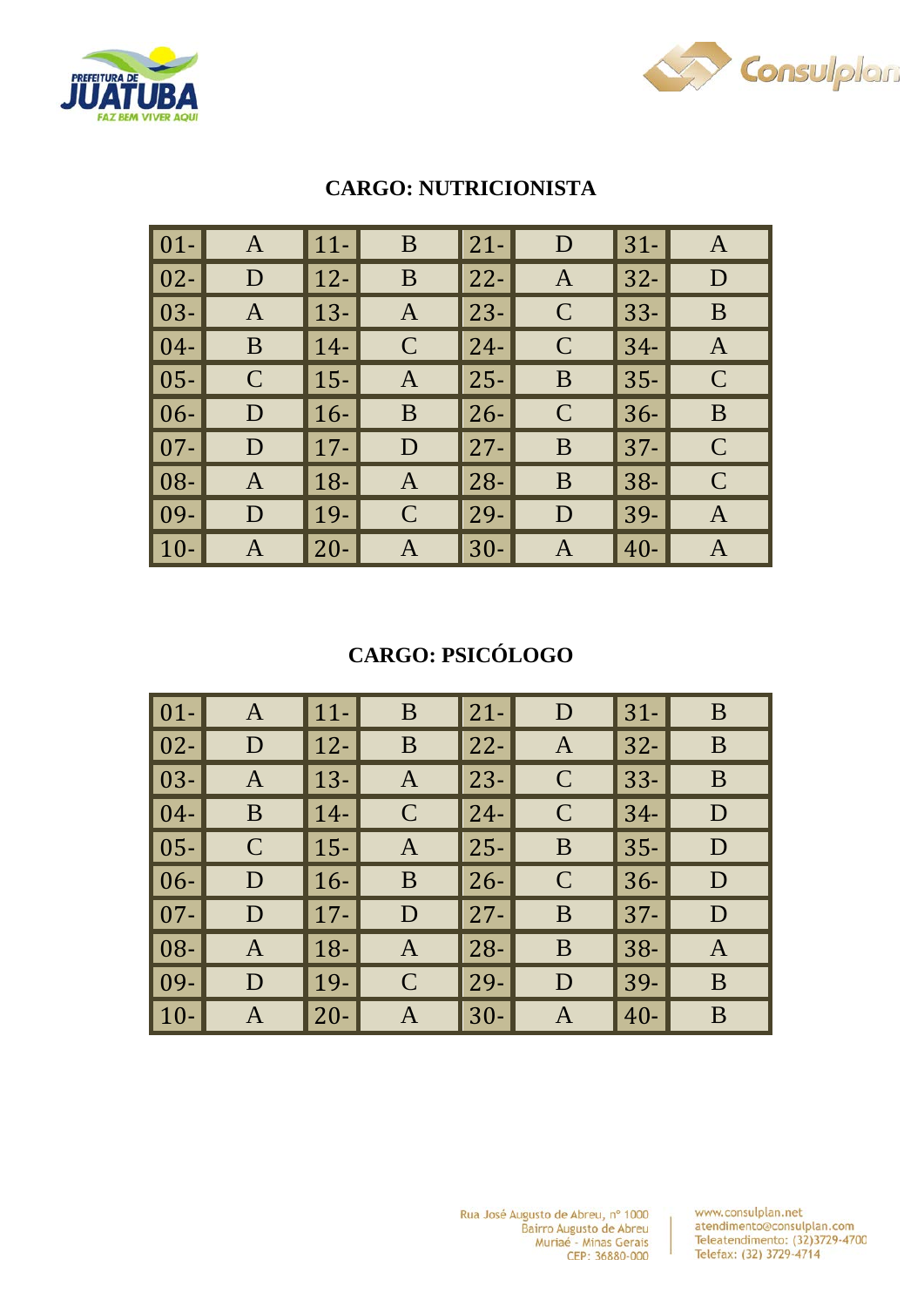## CARGO: NUTRICIONISTA

| | | | | | | | |
|---|---|---|---|---|---|---|---|
| 01- | A | 11- | B | 21- | D | 31- | A |
| 02- | D | 12- | B | 22- | A | 32- | D |
| 03- | A | 13- | A | 23- | C | 33- | B |
| 04- | B | 14- | C | 24- | C | 34- | A |
| 05- | C | 15- | A | 25- | B | 35- | C |
| 06- | D | 16- | B | 26- | C | 36- | B |
| 07- | D | 17- | D | 27- | B | 37- | C |
| 08- | A | 18- | A | 28- | B | 38- | C |
| 09- | D | 19- | C | 29- | D | 39- | A |
| 10- | A | 20- | A | 30- | A | 40- | A |

## CARGO: PSICÓLOGO

| | | | | | | | |
|---|---|---|---|---|---|---|---|
| 01- | A | 11- | B | 21- | D | 31- | B |
| 02- | D | 12- | B | 22- | A | 32- | B |
| 03- | A | 13- | A | 23- | C | 33- | B |
| 04- | B | 14- | C | 24- | C | 34- | D |
| 05- | C | 15- | A | 25- | B | 35- | D |
| 06- | D | 16- | B | 26- | C | 36- | D |
| 07- | D | 17- | D | 27- | B | 37- | D |
| 08- | A | 18- | A | 28- | B | 38- | A |
| 09- | D | 19- | C | 29- | D | 39- | B |
| 10- | A | 20- | A | 30- | A | 40- | B |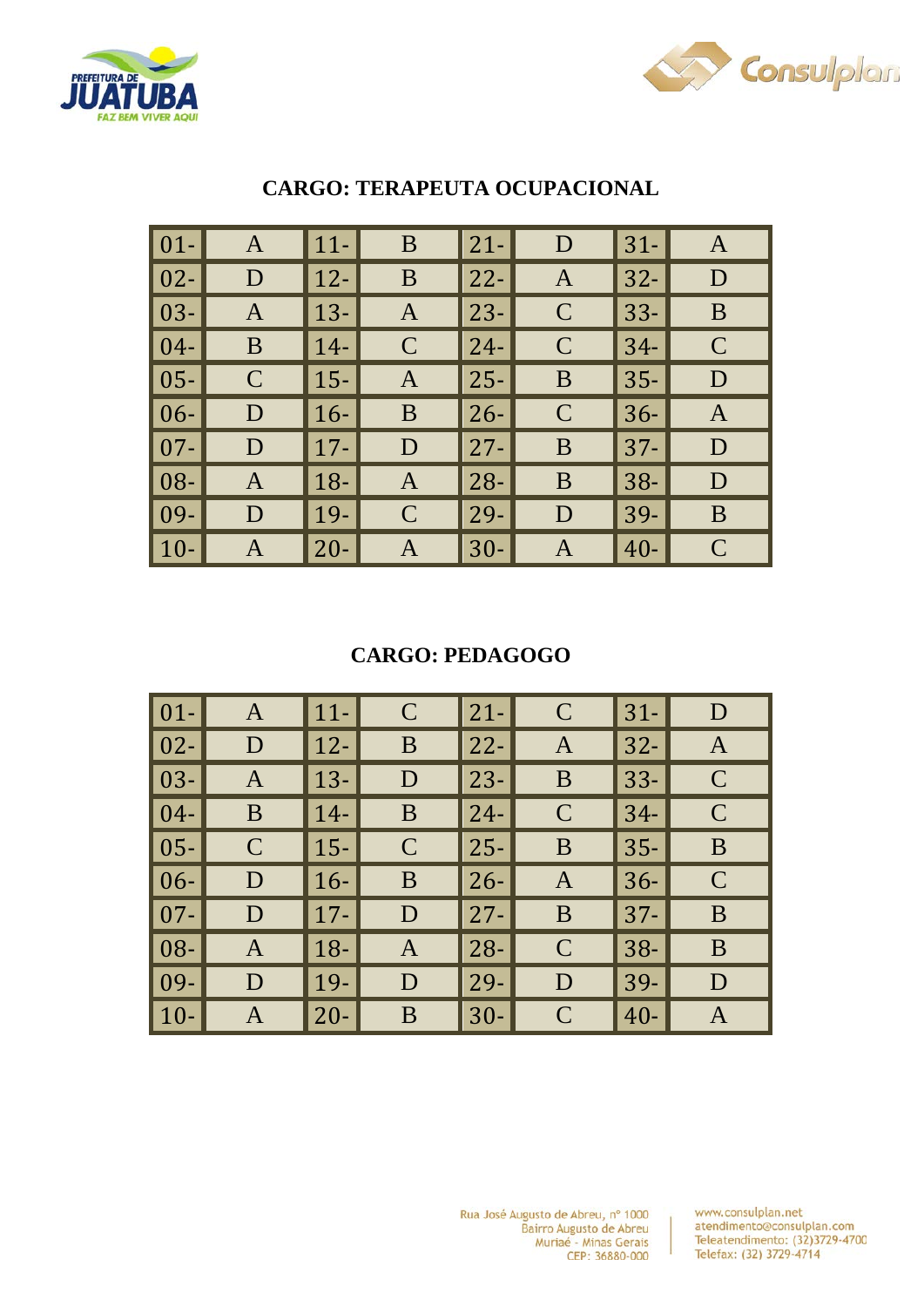## CARGO: TERAPEUTA OCUPACIONAL

| | | | | | | | |
|---|---|---|---|---|---|---|---|
| 01- | A | 11- | B | 21- | D | 31- | A |
| 02- | D | 12- | B | 22- | A | 32- | D |
| 03- | A | 13- | A | 23- | C | 33- | B |
| 04- | B | 14- | C | 24- | C | 34- | C |
| 05- | C | 15- | A | 25- | B | 35- | D |
| 06- | D | 16- | B | 26- | C | 36- | A |
| 07- | D | 17- | D | 27- | B | 37- | D |
| 08- | A | 18- | A | 28- | B | 38- | D |
| 09- | D | 19- | C | 29- | D | 39- | B |
| 10- | A | 20- | A | 30- | A | 40- | C |

## CARGO: PEDAGOGO

| | | | | | | | |
|---|---|---|---|---|---|---|---|
| 01- | A | 11- | C | 21- | C | 31- | D |
| 02- | D | 12- | B | 22- | A | 32- | A |
| 03- | A | 13- | D | 23- | B | 33- | C |
| 04- | B | 14- | B | 24- | C | 34- | C |
| 05- | C | 15- | C | 25- | B | 35- | B |
| 06- | D | 16- | B | 26- | A | 36- | C |
| 07- | D | 17- | D | 27- | B | 37- | B |
| 08- | A | 18- | A | 28- | C | 38- | B |
| 09- | D | 19- | D | 29- | D | 39- | D |
| 10- | A | 20- | B | 30- | C | 40- | A |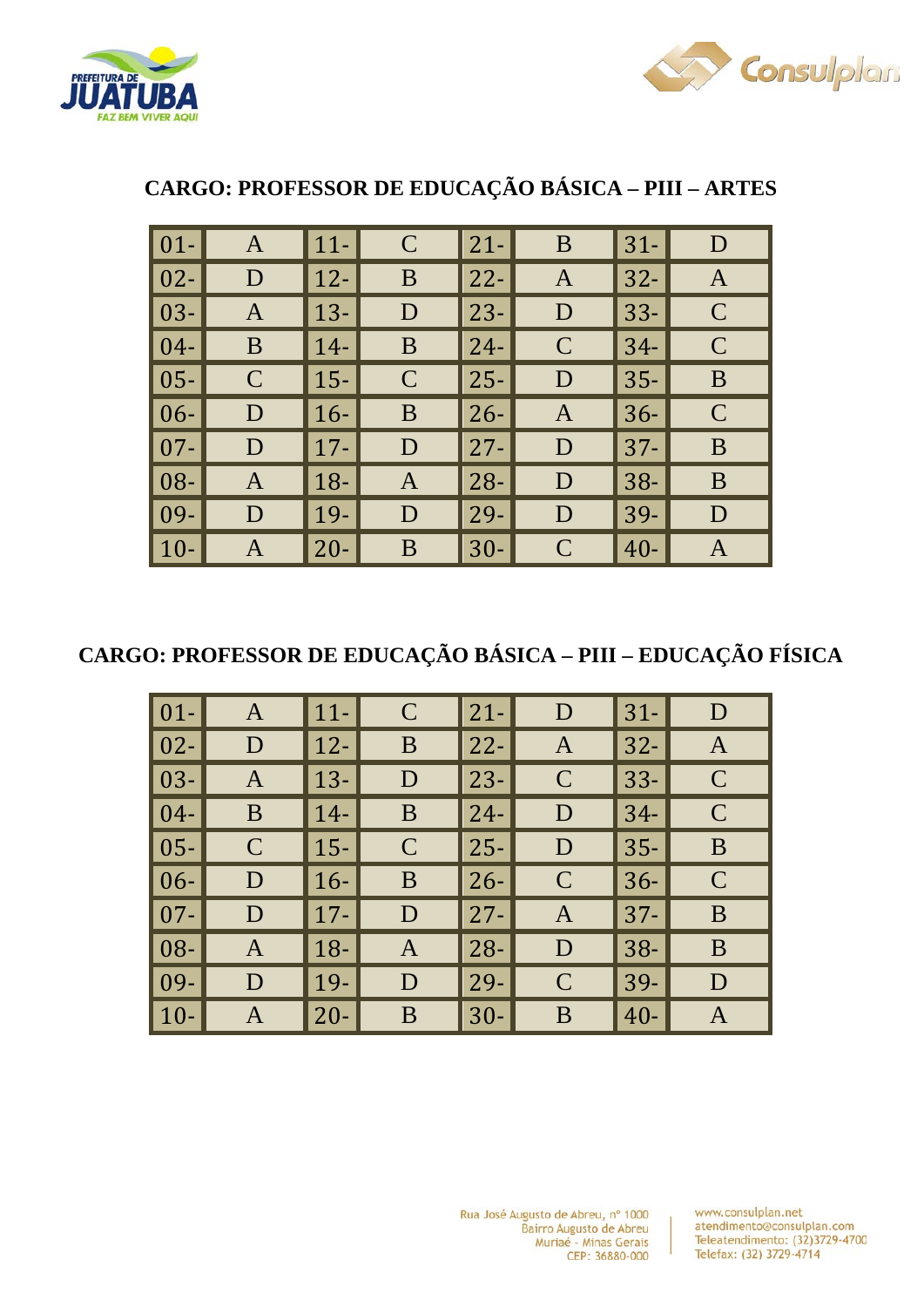## CARGO: PROFESSOR DE EDUCAÇÃO BÁSICA – PIII – ARTES

| | | | | | | | |
|---|---|---|---|---|---|---|---|
| 01- | A | 11- | C | 21- | B | 31- | D |
| 02- | D | 12- | B | 22- | A | 32- | A |
| 03- | A | 13- | D | 23- | D | 33- | C |
| 04- | B | 14- | B | 24- | C | 34- | C |
| 05- | C | 15- | C | 25- | D | 35- | B |
| 06- | D | 16- | B | 26- | A | 36- | C |
| 07- | D | 17- | D | 27- | D | 37- | B |
| 08- | A | 18- | A | 28- | D | 38- | B |
| 09- | D | 19- | D | 29- | D | 39- | D |
| 10- | A | 20- | B | 30- | C | 40- | A |

## CARGO: PROFESSOR DE EDUCAÇÃO BÁSICA – PIII – EDUCAÇÃO FÍSICA

| | | | | | | | |
|---|---|---|---|---|---|---|---|
| 01- | A | 11- | C | 21- | D | 31- | D |
| 02- | D | 12- | B | 22- | A | 32- | A |
| 03- | A | 13- | D | 23- | C | 33- | C |
| 04- | B | 14- | B | 24- | D | 34- | C |
| 05- | C | 15- | C | 25- | D | 35- | B |
| 06- | D | 16- | B | 26- | C | 36- | C |
| 07- | D | 17- | D | 27- | A | 37- | B |
| 08- | A | 18- | A | 28- | D | 38- | B |
| 09- | D | 19- | D | 29- | C | 39- | D |
| 10- | A | 20- | B | 30- | B | 40- | A |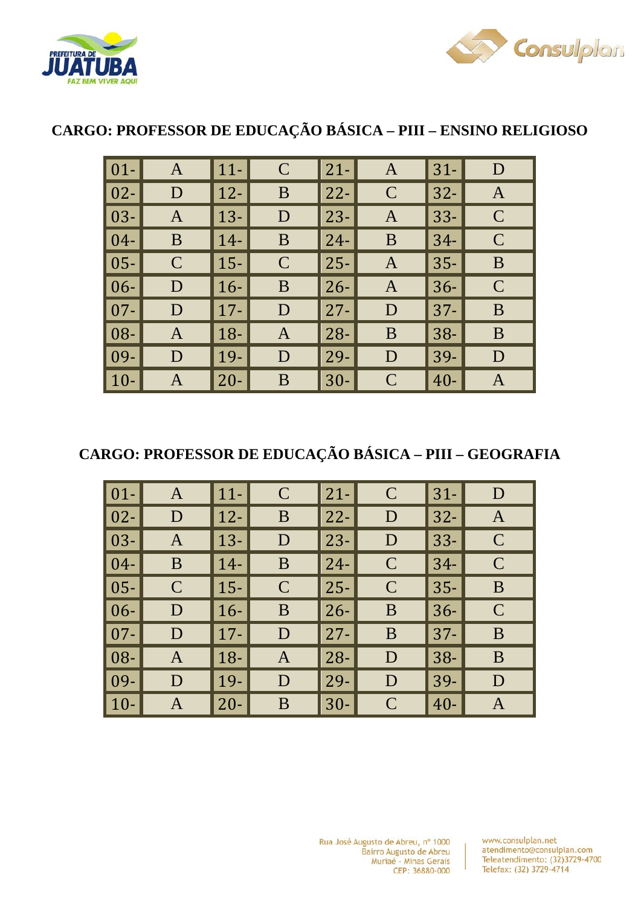## CARGO: PROFESSOR DE EDUCAÇÃO BÁSICA – PIII – ENSINO RELIGIOSO

| | | | | | | | |
|---|---|---|---|---|---|---|---|
| 01- | A | 11- | C | 21- | A | 31- | D |
| 02- | D | 12- | B | 22- | C | 32- | A |
| 03- | A | 13- | D | 23- | A | 33- | C |
| 04- | B | 14- | B | 24- | B | 34- | C |
| 05- | C | 15- | C | 25- | A | 35- | B |
| 06- | D | 16- | B | 26- | A | 36- | C |
| 07- | D | 17- | D | 27- | D | 37- | B |
| 08- | A | 18- | A | 28- | B | 38- | B |
| 09- | D | 19- | D | 29- | D | 39- | D |
| 10- | A | 20- | B | 30- | C | 40- | A |

## CARGO: PROFESSOR DE EDUCAÇÃO BÁSICA – PIII – GEOGRAFIA

| | | | | | | | |
|---|---|---|---|---|---|---|---|
| 01- | A | 11- | C | 21- | C | 31- | D |
| 02- | D | 12- | B | 22- | D | 32- | A |
| 03- | A | 13- | D | 23- | D | 33- | C |
| 04- | B | 14- | B | 24- | C | 34- | C |
| 05- | C | 15- | C | 25- | C | 35- | B |
| 06- | D | 16- | B | 26- | B | 36- | C |
| 07- | D | 17- | D | 27- | B | 37- | B |
| 08- | A | 18- | A | 28- | D | 38- | B |
| 09- | D | 19- | D | 29- | D | 39- | D |
| 10- | A | 20- | B | 30- | C | 40- | A |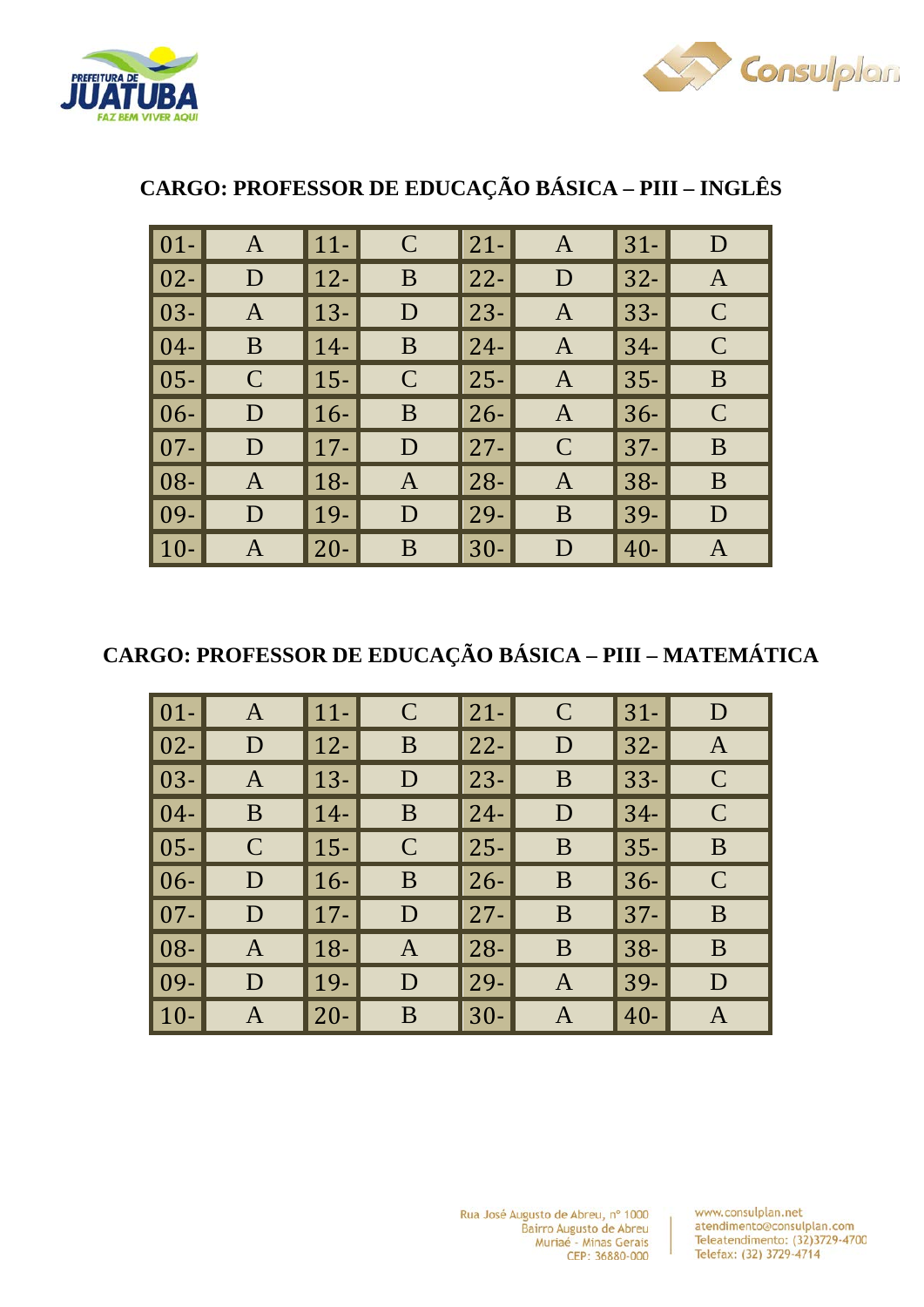## CARGO: PROFESSOR DE EDUCAÇÃO BÁSICA – PIII – INGLÊS

| | | | | | | | |
|---|---|---|---|---|---|---|---|
| 01- | A | 11- | C | 21- | A | 31- | D |
| 02- | D | 12- | B | 22- | D | 32- | A |
| 03- | A | 13- | D | 23- | A | 33- | C |
| 04- | B | 14- | B | 24- | A | 34- | C |
| 05- | C | 15- | C | 25- | A | 35- | B |
| 06- | D | 16- | B | 26- | A | 36- | C |
| 07- | D | 17- | D | 27- | C | 37- | B |
| 08- | A | 18- | A | 28- | A | 38- | B |
| 09- | D | 19- | D | 29- | B | 39- | D |
| 10- | A | 20- | B | 30- | D | 40- | A |

## CARGO: PROFESSOR DE EDUCAÇÃO BÁSICA – PIII – MATEMÁTICA

| | | | | | | | |
|---|---|---|---|---|---|---|---|
| 01- | A | 11- | C | 21- | C | 31- | D |
| 02- | D | 12- | B | 22- | D | 32- | A |
| 03- | A | 13- | D | 23- | B | 33- | C |
| 04- | B | 14- | B | 24- | D | 34- | C |
| 05- | C | 15- | C | 25- | B | 35- | B |
| 06- | D | 16- | B | 26- | B | 36- | C |
| 07- | D | 17- | D | 27- | B | 37- | B |
| 08- | A | 18- | A | 28- | B | 38- | B |
| 09- | D | 19- | D | 29- | A | 39- | D |
| 10- | A | 20- | B | 30- | A | 40- | A |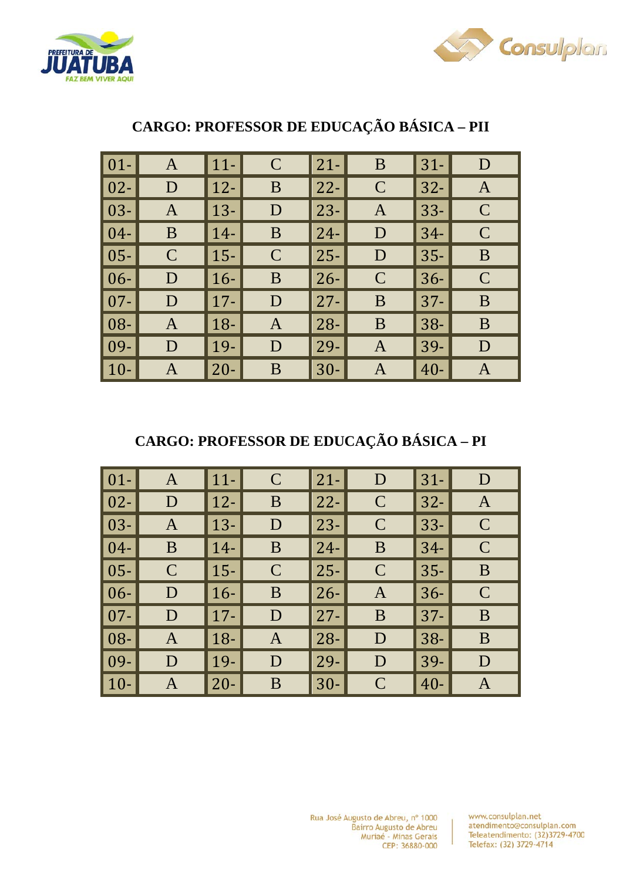## CARGO: PROFESSOR DE EDUCAÇÃO BÁSICA – PII

| | | | | | | | |
|---|---|---|---|---|---|---|---|
| 01- | A | 11- | C | 21- | B | 31- | D |
| 02- | D | 12- | B | 22- | C | 32- | A |
| 03- | A | 13- | D | 23- | A | 33- | C |
| 04- | B | 14- | B | 24- | D | 34- | C |
| 05- | C | 15- | C | 25- | D | 35- | B |
| 06- | D | 16- | B | 26- | C | 36- | C |
| 07- | D | 17- | D | 27- | B | 37- | B |
| 08- | A | 18- | A | 28- | B | 38- | B |
| 09- | D | 19- | D | 29- | A | 39- | D |
| 10- | A | 20- | B | 30- | A | 40- | A |

## CARGO: PROFESSOR DE EDUCAÇÃO BÁSICA – PI

| | | | | | | | |
|---|---|---|---|---|---|---|---|
| 01- | A | 11- | C | 21- | D | 31- | D |
| 02- | D | 12- | B | 22- | C | 32- | A |
| 03- | A | 13- | D | 23- | C | 33- | C |
| 04- | B | 14- | B | 24- | B | 34- | C |
| 05- | C | 15- | C | 25- | C | 35- | B |
| 06- | D | 16- | B | 26- | A | 36- | C |
| 07- | D | 17- | D | 27- | B | 37- | B |
| 08- | A | 18- | A | 28- | D | 38- | B |
| 09- | D | 19- | D | 29- | D | 39- | D |
| 10- | A | 20- | B | 30- | C | 40- | A |

Rua José Augusto de Abreu, nº 1000
Bairro Augusto de Abreu
Muriaé - Minas Gerais
CEP: 36880-000

www.consulplan.net
atendimento@consulplan.com
Teleatendimento: (32)3729-4700
Telefax: (32) 3729-4714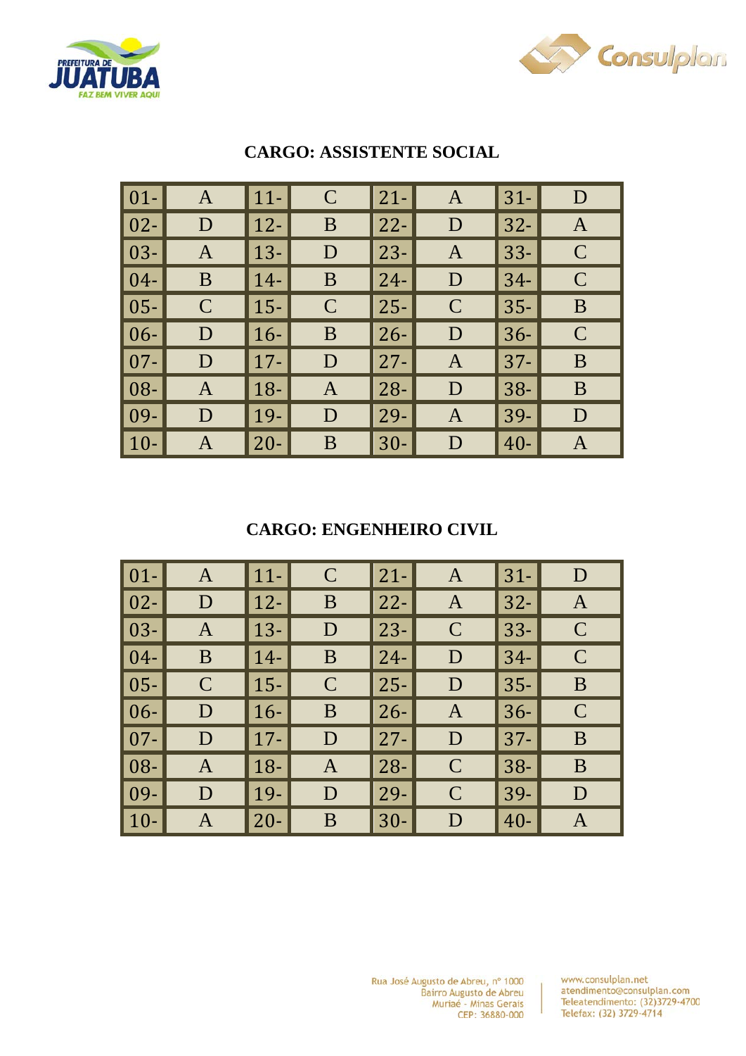## CARGO: ASSISTENTE SOCIAL

| | | | | | | | |
|---|---|---|---|---|---|---|---|
| 01- | A | 11- | C | 21- | A | 31- | D |
| 02- | D | 12- | B | 22- | D | 32- | A |
| 03- | A | 13- | D | 23- | A | 33- | C |
| 04- | B | 14- | B | 24- | D | 34- | C |
| 05- | C | 15- | C | 25- | C | 35- | B |
| 06- | D | 16- | B | 26- | D | 36- | C |
| 07- | D | 17- | D | 27- | A | 37- | B |
| 08- | A | 18- | A | 28- | D | 38- | B |
| 09- | D | 19- | D | 29- | A | 39- | D |
| 10- | A | 20- | B | 30- | D | 40- | A |

## CARGO: ENGENHEIRO CIVIL

| | | | | | | | |
|---|---|---|---|---|---|---|---|
| 01- | A | 11- | C | 21- | A | 31- | D |
| 02- | D | 12- | B | 22- | A | 32- | A |
| 03- | A | 13- | D | 23- | C | 33- | C |
| 04- | B | 14- | B | 24- | D | 34- | C |
| 05- | C | 15- | C | 25- | D | 35- | B |
| 06- | D | 16- | B | 26- | A | 36- | C |
| 07- | D | 17- | D | 27- | D | 37- | B |
| 08- | A | 18- | A | 28- | C | 38- | B |
| 09- | D | 19- | D | 29- | C | 39- | D |
| 10- | A | 20- | B | 30- | D | 40- | A |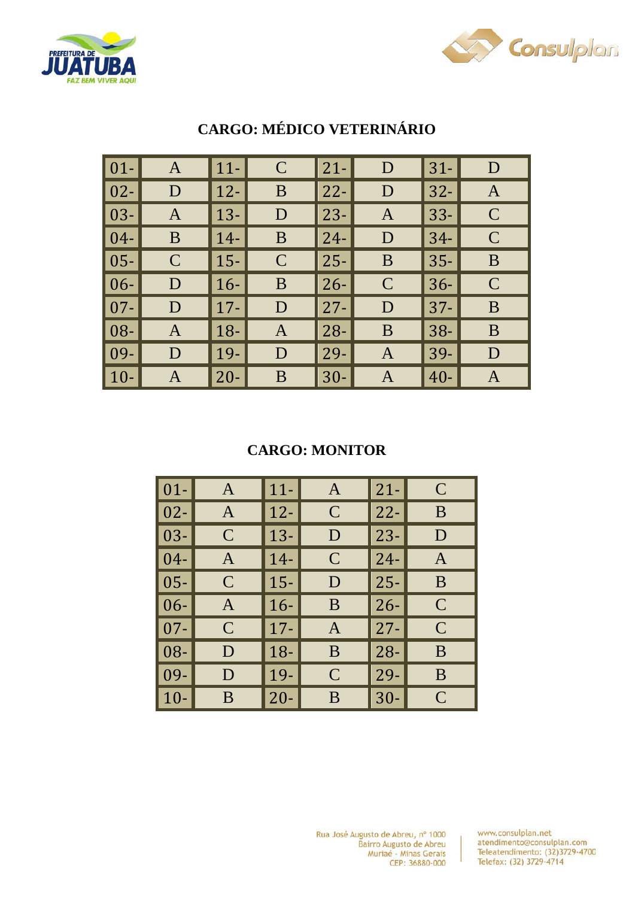## CARGO: MÉDICO VETERINÁRIO

| | | | | | | | |
|---|---|---|---|---|---|---|---|
| 01- | A | 11- | C | 21- | D | 31- | D |
| 02- | D | 12- | B | 22- | D | 32- | A |
| 03- | A | 13- | D | 23- | A | 33- | C |
| 04- | B | 14- | B | 24- | D | 34- | C |
| 05- | C | 15- | C | 25- | B | 35- | B |
| 06- | D | 16- | B | 26- | C | 36- | C |
| 07- | D | 17- | D | 27- | D | 37- | B |
| 08- | A | 18- | A | 28- | B | 38- | B |
| 09- | D | 19- | D | 29- | A | 39- | D |
| 10- | A | 20- | B | 30- | A | 40- | A |

## CARGO: MONITOR

| | | | | | |
|---|---|---|---|---|---|
| 01- | A | 11- | A | 21- | C |
| 02- | A | 12- | C | 22- | B |
| 03- | C | 13- | D | 23- | D |
| 04- | A | 14- | C | 24- | A |
| 05- | C | 15- | D | 25- | B |
| 06- | A | 16- | B | 26- | C |
| 07- | C | 17- | A | 27- | C |
| 08- | D | 18- | B | 28- | B |
| 09- | D | 19- | C | 29- | B |
| 10- | B | 20- | B | 30- | C |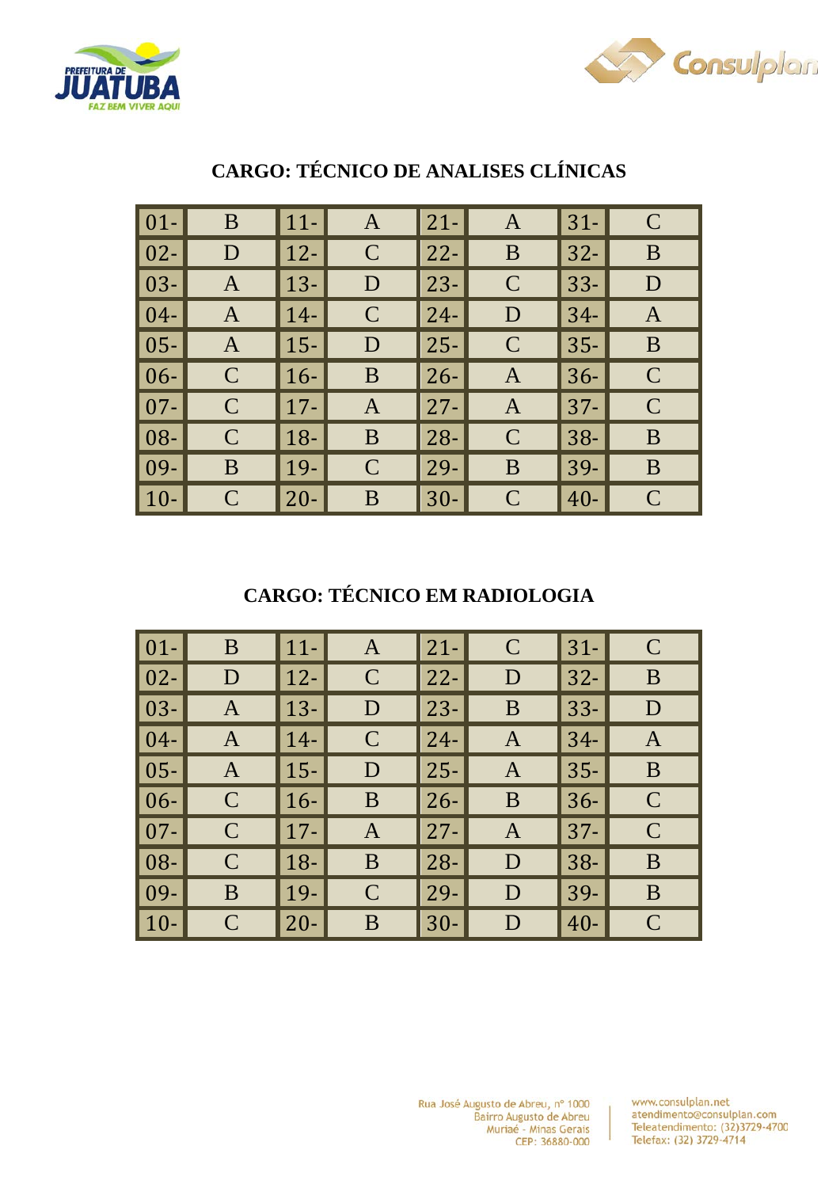## CARGO: TÉCNICO DE ANALISES CLÍNICAS

| | | | | | | | |
|---|---|---|---|---|---|---|---|
| 01- | B | 11- | A | 21- | A | 31- | C |
| 02- | D | 12- | C | 22- | B | 32- | B |
| 03- | A | 13- | D | 23- | C | 33- | D |
| 04- | A | 14- | C | 24- | D | 34- | A |
| 05- | A | 15- | D | 25- | C | 35- | B |
| 06- | C | 16- | B | 26- | A | 36- | C |
| 07- | C | 17- | A | 27- | A | 37- | C |
| 08- | C | 18- | B | 28- | C | 38- | B |
| 09- | B | 19- | C | 29- | B | 39- | B |
| 10- | C | 20- | B | 30- | C | 40- | C |

## CARGO: TÉCNICO EM RADIOLOGIA

| | | | | | | | |
|---|---|---|---|---|---|---|---|
| 01- | B | 11- | A | 21- | C | 31- | C |
| 02- | D | 12- | C | 22- | D | 32- | B |
| 03- | A | 13- | D | 23- | B | 33- | D |
| 04- | A | 14- | C | 24- | A | 34- | A |
| 05- | A | 15- | D | 25- | A | 35- | B |
| 06- | C | 16- | B | 26- | B | 36- | C |
| 07- | C | 17- | A | 27- | A | 37- | C |
| 08- | C | 18- | B | 28- | D | 38- | B |
| 09- | B | 19- | C | 29- | D | 39- | B |
| 10- | C | 20- | B | 30- | D | 40- | C |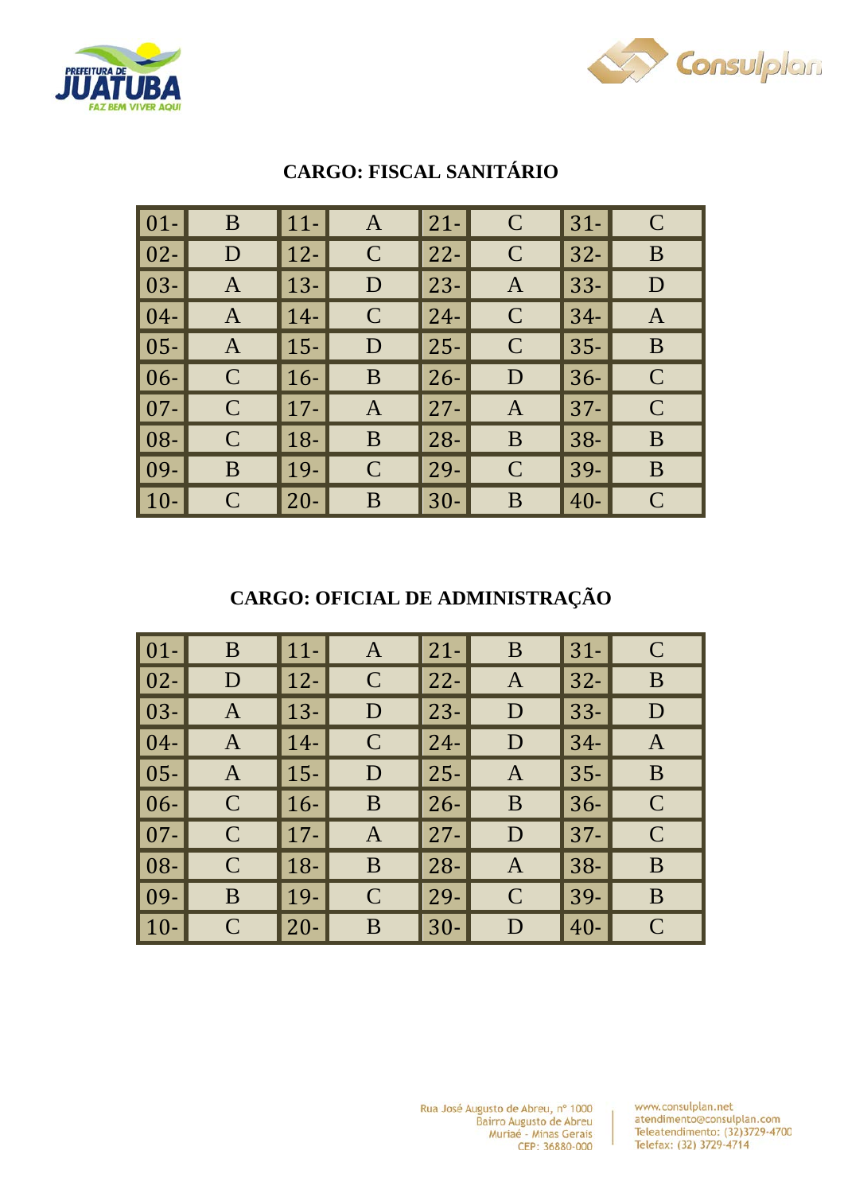## CARGO: FISCAL SANITÁRIO

| | | | | | | | |
|---|---|---|---|---|---|---|---|
| 01- | B | 11- | A | 21- | C | 31- | C |
| 02- | D | 12- | C | 22- | C | 32- | B |
| 03- | A | 13- | D | 23- | A | 33- | D |
| 04- | A | 14- | C | 24- | C | 34- | A |
| 05- | A | 15- | D | 25- | C | 35- | B |
| 06- | C | 16- | B | 26- | D | 36- | C |
| 07- | C | 17- | A | 27- | A | 37- | C |
| 08- | C | 18- | B | 28- | B | 38- | B |
| 09- | B | 19- | C | 29- | C | 39- | B |
| 10- | C | 20- | B | 30- | B | 40- | C |

## CARGO: OFICIAL DE ADMINISTRAÇÃO

| | | | | | | | |
|---|---|---|---|---|---|---|---|
| 01- | B | 11- | A | 21- | B | 31- | C |
| 02- | D | 12- | C | 22- | A | 32- | B |
| 03- | A | 13- | D | 23- | D | 33- | D |
| 04- | A | 14- | C | 24- | D | 34- | A |
| 05- | A | 15- | D | 25- | A | 35- | B |
| 06- | C | 16- | B | 26- | B | 36- | C |
| 07- | C | 17- | A | 27- | D | 37- | C |
| 08- | C | 18- | B | 28- | A | 38- | B |
| 09- | B | 19- | C | 29- | C | 39- | B |
| 10- | C | 20- | B | 30- | D | 40- | C |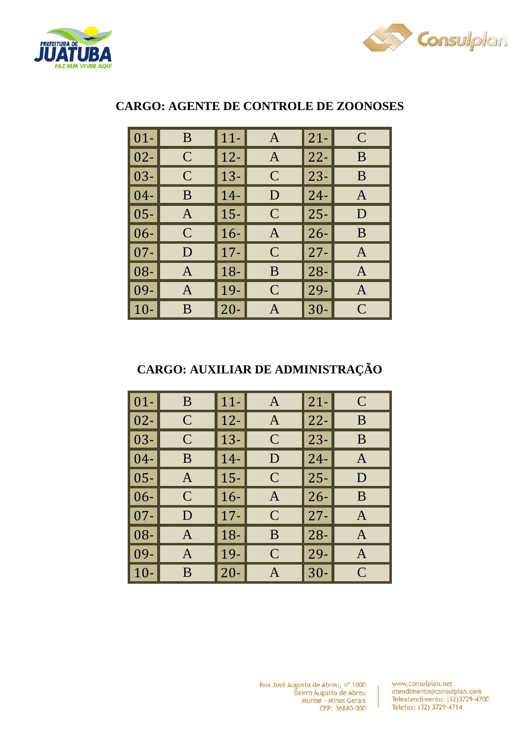## CARGO: AGENTE DE CONTROLE DE ZOONOSES

| | | | | | |
|---|---|---|---|---|---|
| 01- | B | 11- | A | 21- | C |
| 02- | C | 12- | A | 22- | B |
| 03- | C | 13- | C | 23- | B |
| 04- | B | 14- | D | 24- | A |
| 05- | A | 15- | C | 25- | D |
| 06- | C | 16- | A | 26- | B |
| 07- | D | 17- | C | 27- | A |
| 08- | A | 18- | B | 28- | A |
| 09- | A | 19- | C | 29- | A |
| 10- | B | 20- | A | 30- | C |

## CARGO: AUXILIAR DE ADMINISTRAÇÃO

| | | | | | |
|---|---|---|---|---|---|
| 01- | B | 11- | A | 21- | C |
| 02- | C | 12- | A | 22- | B |
| 03- | C | 13- | C | 23- | B |
| 04- | B | 14- | D | 24- | A |
| 05- | A | 15- | C | 25- | D |
| 06- | C | 16- | A | 26- | B |
| 07- | D | 17- | C | 27- | A |
| 08- | A | 18- | B | 28- | A |
| 09- | A | 19- | C | 29- | A |
| 10- | B | 20- | A | 30- | C |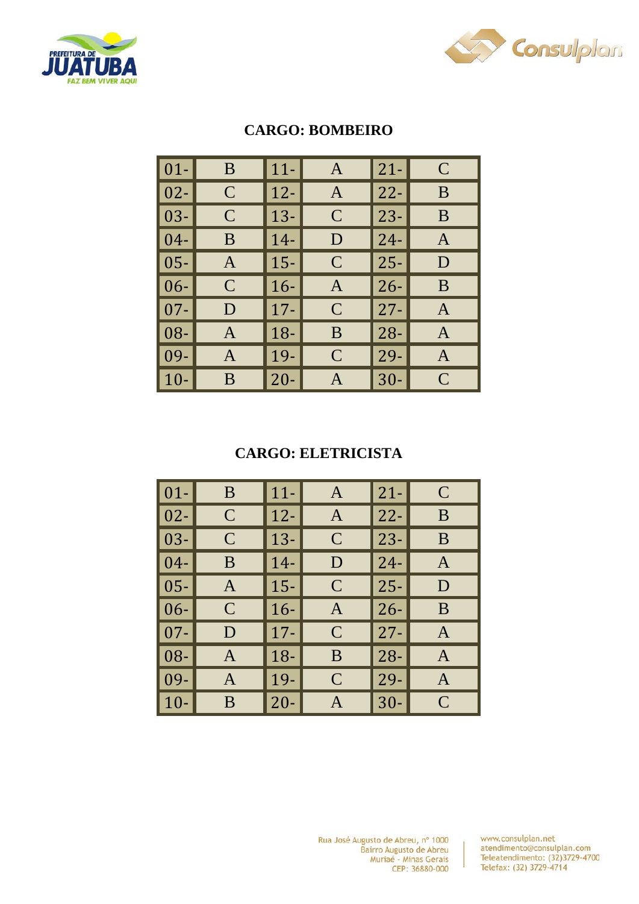## CARGO: BOMBEIRO

| | | | | | |
|---|---|---|---|---|---|
| 01- | B | 11- | A | 21- | C |
| 02- | C | 12- | A | 22- | B |
| 03- | C | 13- | C | 23- | B |
| 04- | B | 14- | D | 24- | A |
| 05- | A | 15- | C | 25- | D |
| 06- | C | 16- | A | 26- | B |
| 07- | D | 17- | C | 27- | A |
| 08- | A | 18- | B | 28- | A |
| 09- | A | 19- | C | 29- | A |
| 10- | B | 20- | A | 30- | C |

## CARGO: ELETRICISTA

| | | | | | |
|---|---|---|---|---|---|
| 01- | B | 11- | A | 21- | C |
| 02- | C | 12- | A | 22- | B |
| 03- | C | 13- | C | 23- | B |
| 04- | B | 14- | D | 24- | A |
| 05- | A | 15- | C | 25- | D |
| 06- | C | 16- | A | 26- | B |
| 07- | D | 17- | C | 27- | A |
| 08- | A | 18- | B | 28- | A |
| 09- | A | 19- | C | 29- | A |
| 10- | B | 20- | A | 30- | C |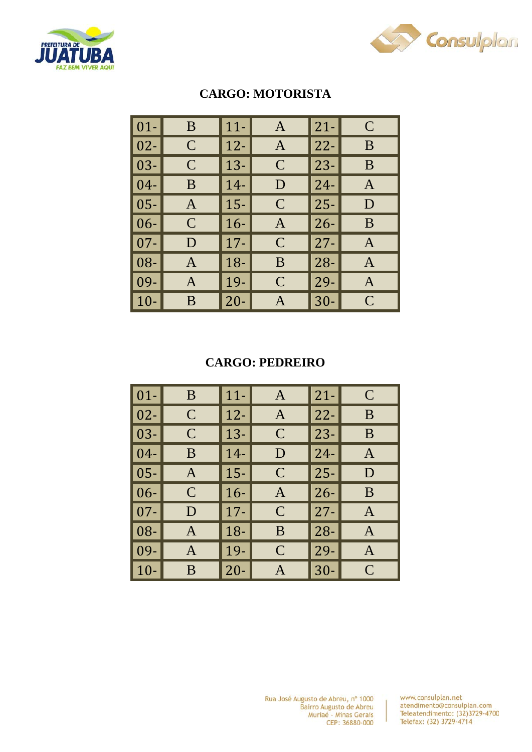## CARGO: MOTORISTA

| | | | | | |
|---|---|---|---|---|---|
| 01- | B | 11- | A | 21- | C |
| 02- | C | 12- | A | 22- | B |
| 03- | C | 13- | C | 23- | B |
| 04- | B | 14- | D | 24- | A |
| 05- | A | 15- | C | 25- | D |
| 06- | C | 16- | A | 26- | B |
| 07- | D | 17- | C | 27- | A |
| 08- | A | 18- | B | 28- | A |
| 09- | A | 19- | C | 29- | A |
| 10- | B | 20- | A | 30- | C |

## CARGO: PEDREIRO

| | | | | | |
|---|---|---|---|---|---|
| 01- | B | 11- | A | 21- | C |
| 02- | C | 12- | A | 22- | B |
| 03- | C | 13- | C | 23- | B |
| 04- | B | 14- | D | 24- | A |
| 05- | A | 15- | C | 25- | D |
| 06- | C | 16- | A | 26- | B |
| 07- | D | 17- | C | 27- | A |
| 08- | A | 18- | B | 28- | A |
| 09- | A | 19- | C | 29- | A |
| 10- | B | 20- | A | 30- | C |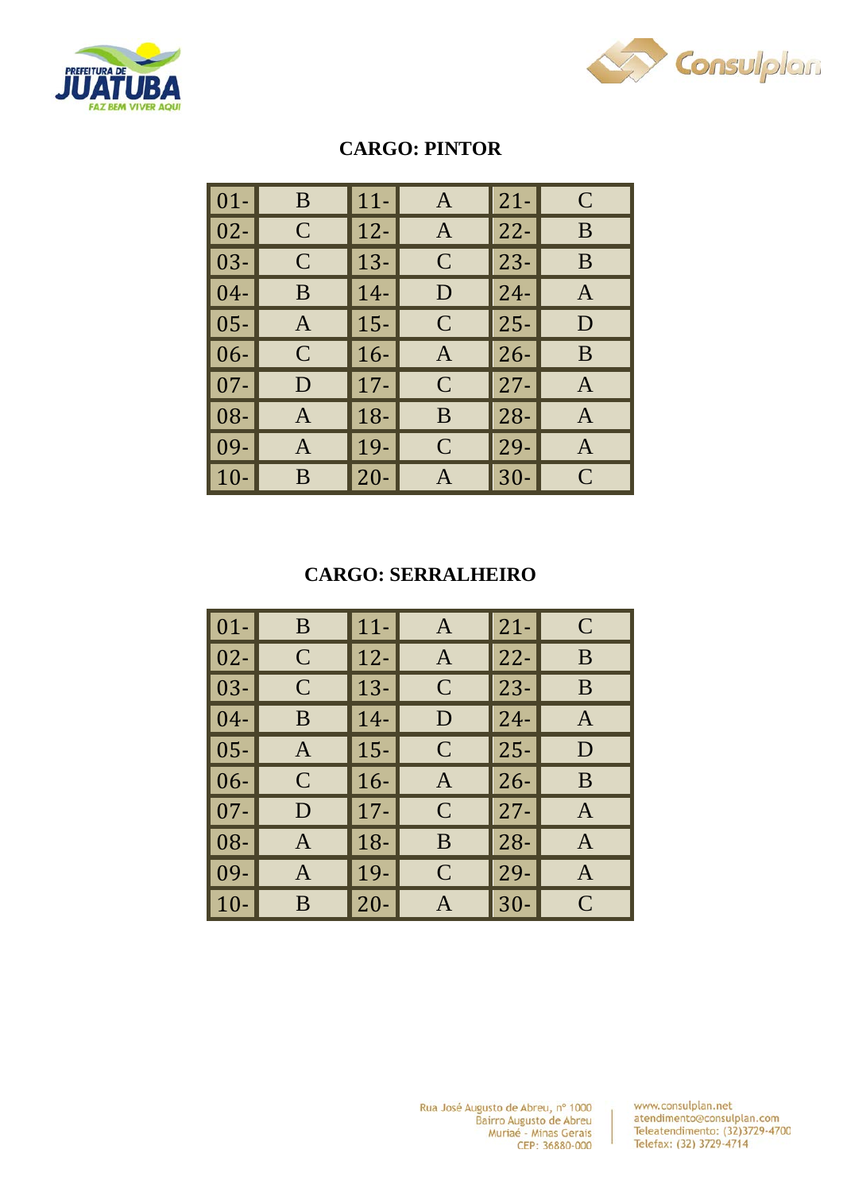**CARGO: PINTOR**

| | | | | | |
|---|---|---|---|---|---|
| 01- | B | 11- | A | 21- | C |
| 02- | C | 12- | A | 22- | B |
| 03- | C | 13- | C | 23- | B |
| 04- | B | 14- | D | 24- | A |
| 05- | A | 15- | C | 25- | D |
| 06- | C | 16- | A | 26- | B |
| 07- | D | 17- | C | 27- | A |
| 08- | A | 18- | B | 28- | A |
| 09- | A | 19- | C | 29- | A |
| 10- | B | 20- | A | 30- | C |

**CARGO: SERRALHEIRO**

| | | | | | |
|---|---|---|---|---|---|
| 01- | B | 11- | A | 21- | C |
| 02- | C | 12- | A | 22- | B |
| 03- | C | 13- | C | 23- | B |
| 04- | B | 14- | D | 24- | A |
| 05- | A | 15- | C | 25- | D |
| 06- | C | 16- | A | 26- | B |
| 07- | D | 17- | C | 27- | A |
| 08- | A | 18- | B | 28- | A |
| 09- | A | 19- | C | 29- | A |
| 10- | B | 20- | A | 30- | C |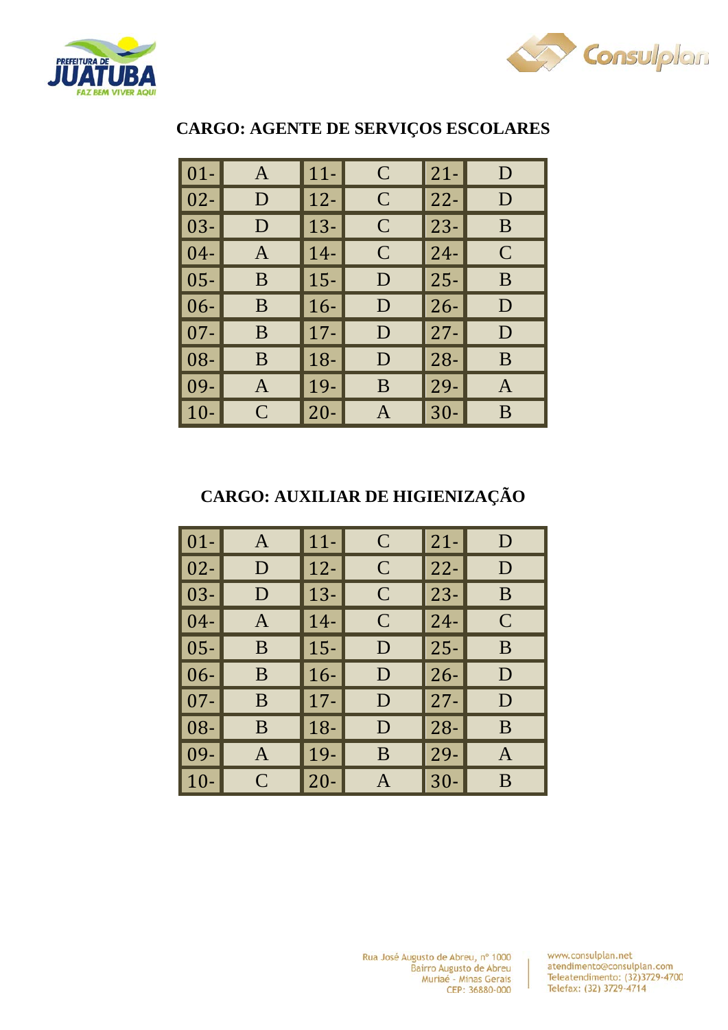## CARGO: AGENTE DE SERVIÇOS ESCOLARES

| | | | | | |
|---|---|---|---|---|---|
| 01- | A | 11- | C | 21- | D |
| 02- | D | 12- | C | 22- | D |
| 03- | D | 13- | C | 23- | B |
| 04- | A | 14- | C | 24- | C |
| 05- | B | 15- | D | 25- | B |
| 06- | B | 16- | D | 26- | D |
| 07- | B | 17- | D | 27- | D |
| 08- | B | 18- | D | 28- | B |
| 09- | A | 19- | B | 29- | A |
| 10- | C | 20- | A | 30- | B |

## CARGO: AUXILIAR DE HIGIENIZAÇÃO

| | | | | | |
|---|---|---|---|---|---|
| 01- | A | 11- | C | 21- | D |
| 02- | D | 12- | C | 22- | D |
| 03- | D | 13- | C | 23- | B |
| 04- | A | 14- | C | 24- | C |
| 05- | B | 15- | D | 25- | B |
| 06- | B | 16- | D | 26- | D |
| 07- | B | 17- | D | 27- | D |
| 08- | B | 18- | D | 28- | B |
| 09- | A | 19- | B | 29- | A |
| 10- | C | 20- | A | 30- | B |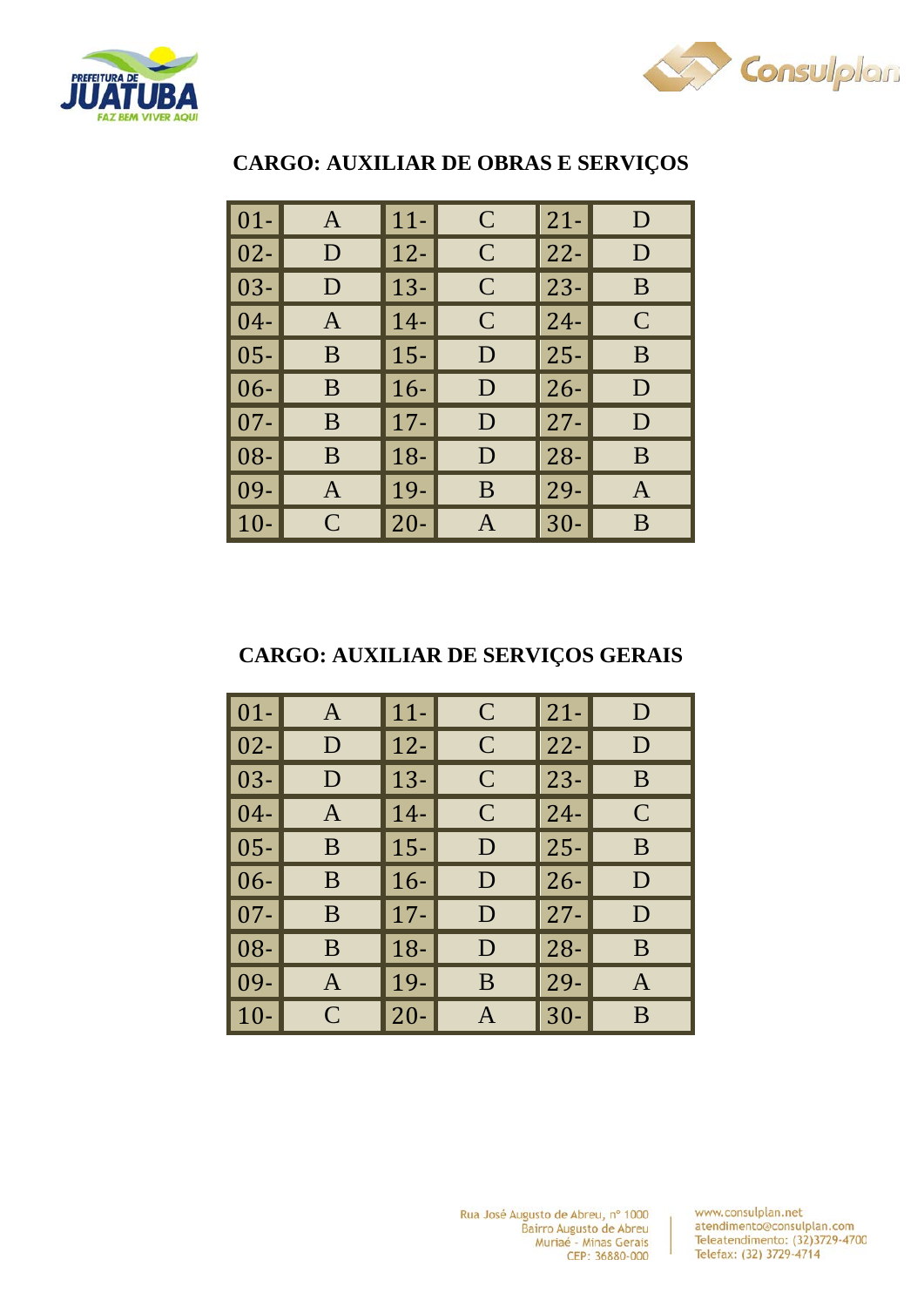## CARGO: AUXILIAR DE OBRAS E SERVIÇOS

| | | | | | |
|---|---|---|---|---|---|
| 01- | A | 11- | C | 21- | D |
| 02- | D | 12- | C | 22- | D |
| 03- | D | 13- | C | 23- | B |
| 04- | A | 14- | C | 24- | C |
| 05- | B | 15- | D | 25- | B |
| 06- | B | 16- | D | 26- | D |
| 07- | B | 17- | D | 27- | D |
| 08- | B | 18- | D | 28- | B |
| 09- | A | 19- | B | 29- | A |
| 10- | C | 20- | A | 30- | B |

## CARGO: AUXILIAR DE SERVIÇOS GERAIS

| | | | | | |
|---|---|---|---|---|---|
| 01- | A | 11- | C | 21- | D |
| 02- | D | 12- | C | 22- | D |
| 03- | D | 13- | C | 23- | B |
| 04- | A | 14- | C | 24- | C |
| 05- | B | 15- | D | 25- | B |
| 06- | B | 16- | D | 26- | D |
| 07- | B | 17- | D | 27- | D |
| 08- | B | 18- | D | 28- | B |
| 09- | A | 19- | B | 29- | A |
| 10- | C | 20- | A | 30- | B |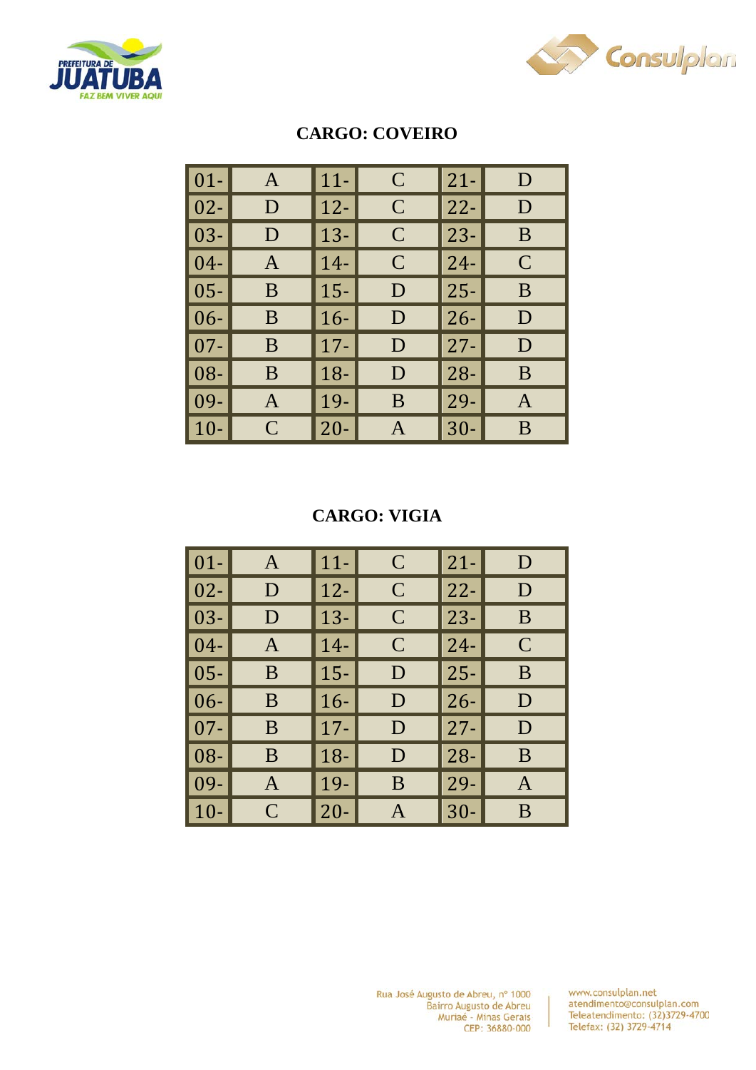## CARGO: COVEIRO

| | | | | | |
|---|---|---|---|---|---|
| 01- | A | 11- | C | 21- | D |
| 02- | D | 12- | C | 22- | D |
| 03- | D | 13- | C | 23- | B |
| 04- | A | 14- | C | 24- | C |
| 05- | B | 15- | D | 25- | B |
| 06- | B | 16- | D | 26- | D |
| 07- | B | 17- | D | 27- | D |
| 08- | B | 18- | D | 28- | B |
| 09- | A | 19- | B | 29- | A |
| 10- | C | 20- | A | 30- | B |

## CARGO: VIGIA

| | | | | | |
|---|---|---|---|---|---|
| 01- | A | 11- | C | 21- | D |
| 02- | D | 12- | C | 22- | D |
| 03- | D | 13- | C | 23- | B |
| 04- | A | 14- | C | 24- | C |
| 05- | B | 15- | D | 25- | B |
| 06- | B | 16- | D | 26- | D |
| 07- | B | 17- | D | 27- | D |
| 08- | B | 18- | D | 28- | B |
| 09- | A | 19- | B | 29- | A |
| 10- | C | 20- | A | 30- | B |